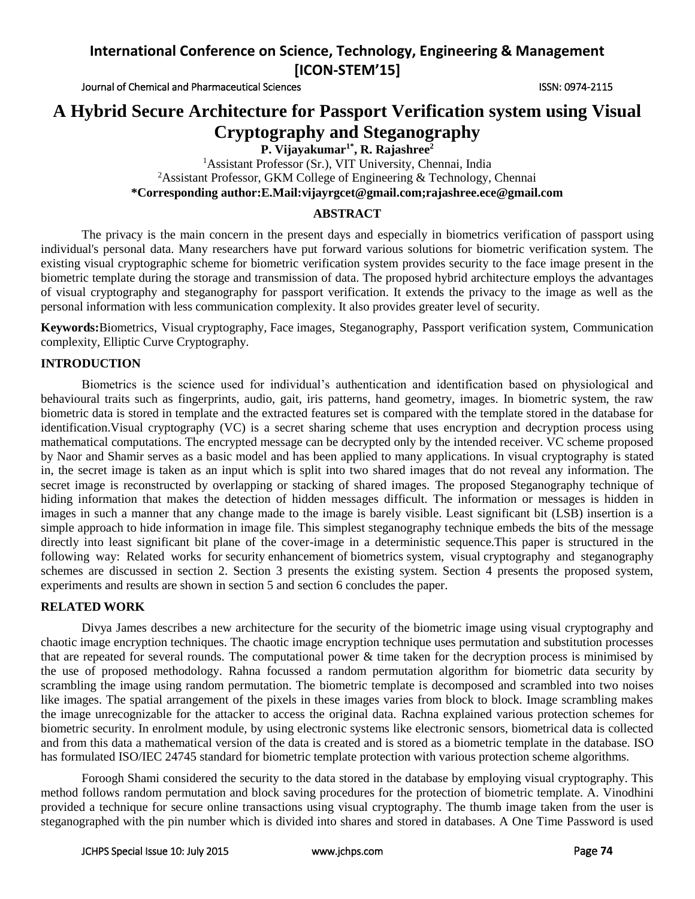# A Hybrid Secure Architecture for Passport Verification system using Visual Cryptography and Steganography

**P. Vijayakumar[1*], R. Rajashree[2]**

[1]Assistant Professor (Sr.), VIT University, Chennai, India

[2]Assistant Professor, GKM College of Engineering & Technology, Chennai

**\*Corresponding author:E.Mail:vijayrgcet@gmail.com;rajashree.ece@gmail.com**

## ABSTRACT

The privacy is the main concern in the present days and especially in biometrics verification of passport using individual's personal data. Many researchers have put forward various solutions for biometric verification system. The existing visual cryptographic scheme for biometric verification system provides security to the face image present in the biometric template during the storage and transmission of data. The proposed hybrid architecture employs the advantages of visual cryptography and steganography for passport verification. It extends the privacy to the image as well as the personal information with less communication complexity. It also provides greater level of security.

**Keywords:**Biometrics, Visual cryptography, Face images, Steganography, Passport verification system, Communication complexity, Elliptic Curve Cryptography.

## INTRODUCTION

Biometrics is the science used for individual's authentication and identification based on physiological and behavioural traits such as fingerprints, audio, gait, iris patterns, hand geometry, images. In biometric system, the raw biometric data is stored in template and the extracted features set is compared with the template stored in the database for identification.Visual cryptography (VC) is a secret sharing scheme that uses encryption and decryption process using mathematical computations. The encrypted message can be decrypted only by the intended receiver. VC scheme proposed by Naor and Shamir serves as a basic model and has been applied to many applications. In visual cryptography is stated in, the secret image is taken as an input which is split into two shared images that do not reveal any information. The secret image is reconstructed by overlapping or stacking of shared images. The proposed Steganography technique of hiding information that makes the detection of hidden messages difficult. The information or messages is hidden in images in such a manner that any change made to the image is barely visible. Least significant bit (LSB) insertion is a simple approach to hide information in image file. This simplest steganography technique embeds the bits of the message directly into least significant bit plane of the cover-image in a deterministic sequence.This paper is structured in the following way: Related works for security enhancement of biometrics system, visual cryptography and steganography schemes are discussed in section 2. Section 3 presents the existing system. Section 4 presents the proposed system, experiments and results are shown in section 5 and section 6 concludes the paper.

## RELATED WORK

Divya James describes a new architecture for the security of the biometric image using visual cryptography and chaotic image encryption techniques. The chaotic image encryption technique uses permutation and substitution processes that are repeated for several rounds. The computational power & time taken for the decryption process is minimised by the use of proposed methodology. Rahna focussed a random permutation algorithm for biometric data security by scrambling the image using random permutation. The biometric template is decomposed and scrambled into two noises like images. The spatial arrangement of the pixels in these images varies from block to block. Image scrambling makes the image unrecognizable for the attacker to access the original data. Rachna explained various protection schemes for biometric security. In enrolment module, by using electronic systems like electronic sensors, biometrical data is collected and from this data a mathematical version of the data is created and is stored as a biometric template in the database. ISO has formulated ISO/IEC 24745 standard for biometric template protection with various protection scheme algorithms.

Foroogh Shami considered the security to the data stored in the database by employing visual cryptography. This method follows random permutation and block saving procedures for the protection of biometric template. A. Vinodhini provided a technique for secure online transactions using visual cryptography. The thumb image taken from the user is steganographed with the pin number which is divided into shares and stored in databases. A One Time Password is used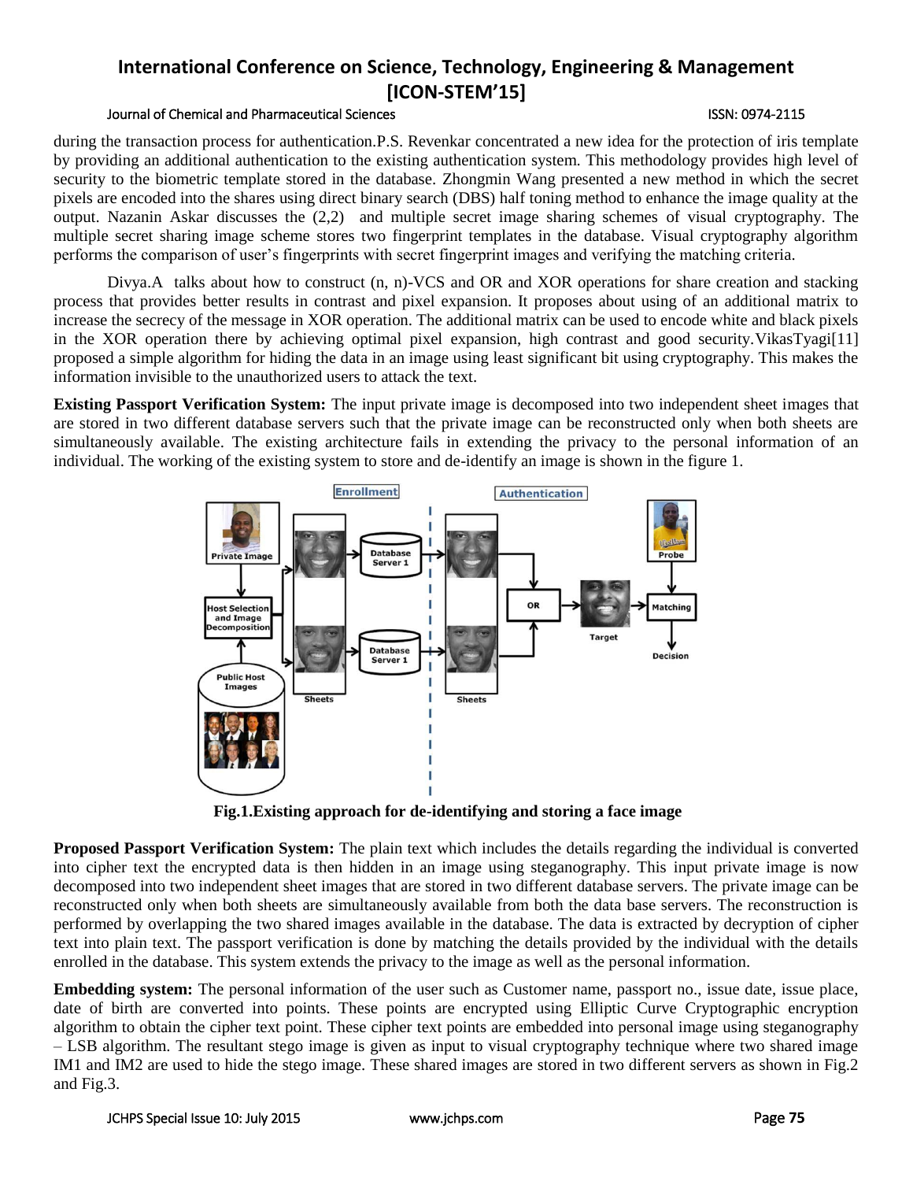during the transaction process for authentication.P.S. Revenkar concentrated a new idea for the protection of iris template by providing an additional authentication to the existing authentication system. This methodology provides high level of security to the biometric template stored in the database. Zhongmin Wang presented a new method in which the secret pixels are encoded into the shares using direct binary search (DBS) half toning method to enhance the image quality at the output. Nazanin Askar discusses the (2,2) and multiple secret image sharing schemes of visual cryptography. The multiple secret sharing image scheme stores two fingerprint templates in the database. Visual cryptography algorithm performs the comparison of user's fingerprints with secret fingerprint images and verifying the matching criteria.

Divya.A talks about how to construct (n, n)-VCS and OR and XOR operations for share creation and stacking process that provides better results in contrast and pixel expansion. It proposes about using of an additional matrix to increase the secrecy of the message in XOR operation. The additional matrix can be used to encode white and black pixels in the XOR operation there by achieving optimal pixel expansion, high contrast and good security.VikasTyagi[11] proposed a simple algorithm for hiding the data in an image using least significant bit using cryptography. This makes the information invisible to the unauthorized users to attack the text.

**Existing Passport Verification System:** The input private image is decomposed into two independent sheet images that are stored in two different database servers such that the private image can be reconstructed only when both sheets are simultaneously available. The existing architecture fails in extending the privacy to the personal information of an individual. The working of the existing system to store and de-identify an image is shown in the figure 1.

**Fig.1.Existing approach for de-identifying and storing a face image**

**Proposed Passport Verification System:** The plain text which includes the details regarding the individual is converted into cipher text the encrypted data is then hidden in an image using steganography. This input private image is now decomposed into two independent sheet images that are stored in two different database servers. The private image can be reconstructed only when both sheets are simultaneously available from both the data base servers. The reconstruction is performed by overlapping the two shared images available in the database. The data is extracted by decryption of cipher text into plain text. The passport verification is done by matching the details provided by the individual with the details enrolled in the database. This system extends the privacy to the image as well as the personal information.

**Embedding system:** The personal information of the user such as Customer name, passport no., issue date, issue place, date of birth are converted into points. These points are encrypted using Elliptic Curve Cryptographic encryption algorithm to obtain the cipher text point. These cipher text points are embedded into personal image using steganography – LSB algorithm. The resultant stego image is given as input to visual cryptography technique where two shared image IM1 and IM2 are used to hide the stego image. These shared images are stored in two different servers as shown in Fig.2 and Fig.3.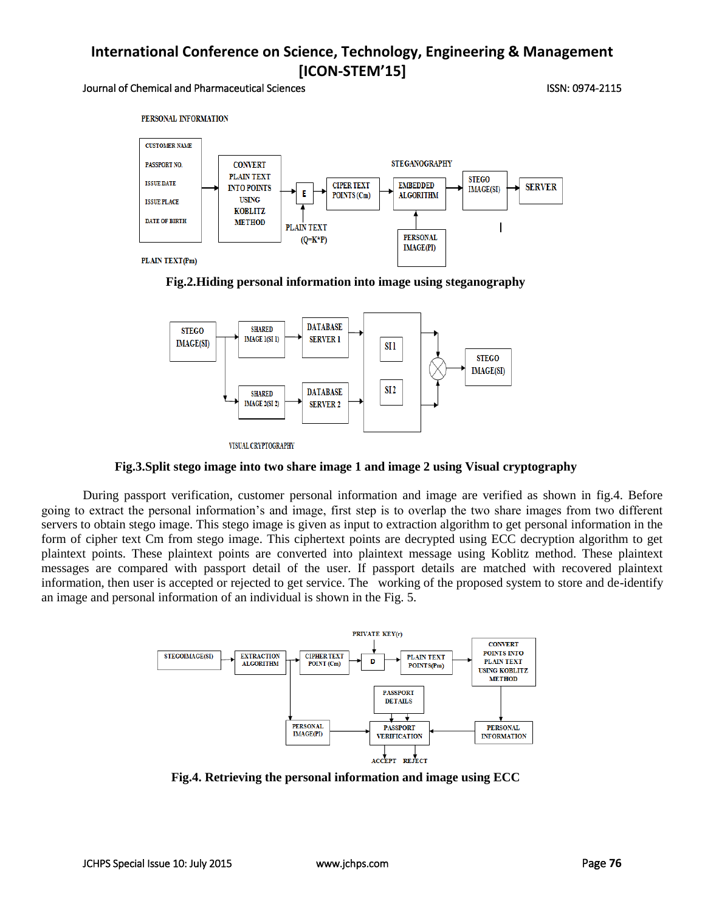**Fig.2.Hiding personal information into image using steganography**

**Fig.3.Split stego image into two share image 1 and image 2 using Visual cryptography**

During passport verification, customer personal information and image are verified as shown in fig.4. Before going to extract the personal information's and image, first step is to overlap the two share images from two different servers to obtain stego image. This stego image is given as input to extraction algorithm to get personal information in the form of cipher text Cm from stego image. This ciphertext points are decrypted using ECC decryption algorithm to get plaintext points. These plaintext points are converted into plaintext message using Koblitz method. These plaintext messages are compared with passport detail of the user. If passport details are matched with recovered plaintext information, then user is accepted or rejected to get service. The working of the proposed system to store and de-identify an image and personal information of an individual is shown in the Fig. 5.

**Fig.4. Retrieving the personal information and image using ECC**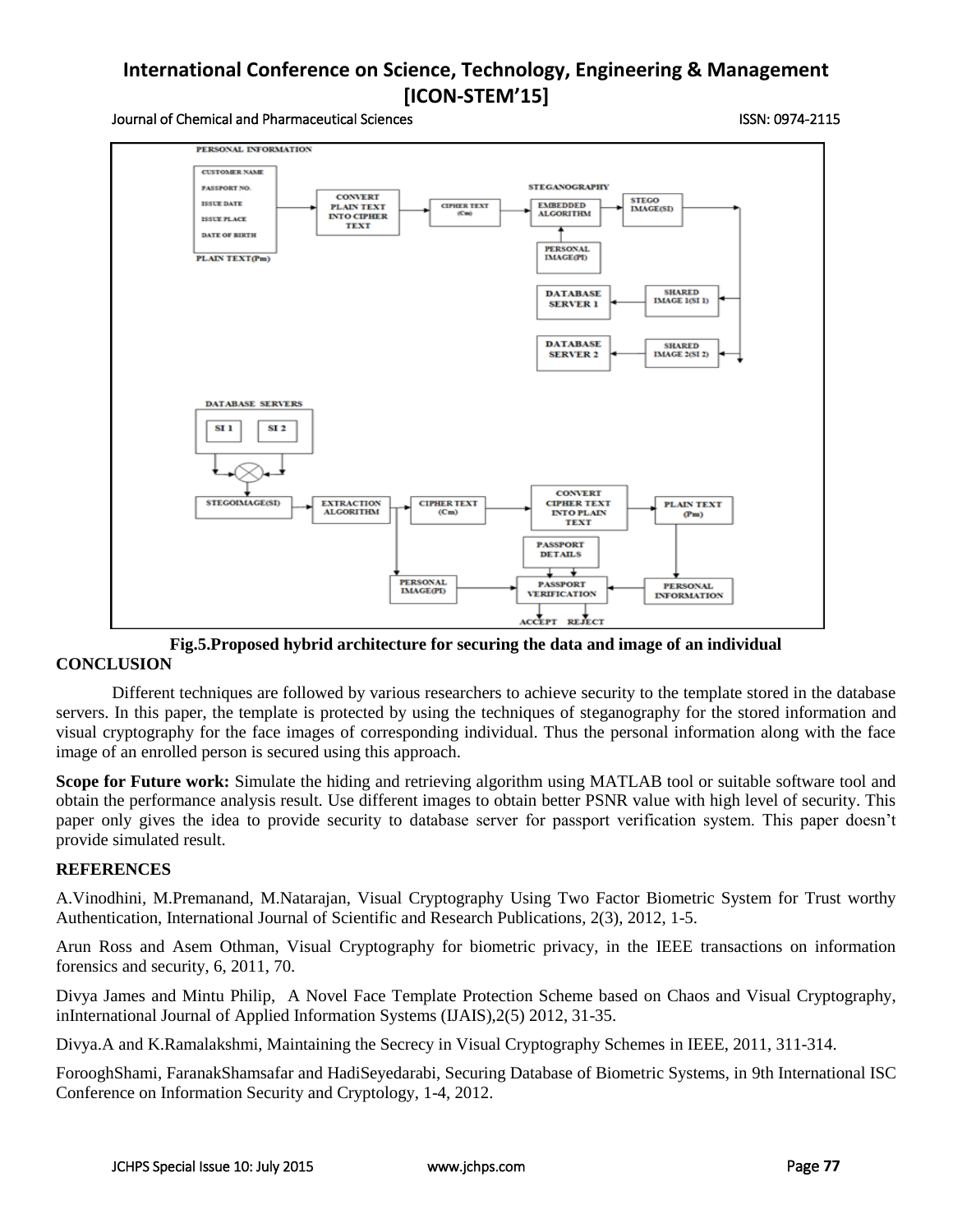**Fig.5.Proposed hybrid architecture for securing the data and image of an individual**

## CONCLUSION

Different techniques are followed by various researchers to achieve security to the template stored in the database servers. In this paper, the template is protected by using the techniques of steganography for the stored information and visual cryptography for the face images of corresponding individual. Thus the personal information along with the face image of an enrolled person is secured using this approach.

**Scope for Future work:** Simulate the hiding and retrieving algorithm using MATLAB tool or suitable software tool and obtain the performance analysis result. Use different images to obtain better PSNR value with high level of security. This paper only gives the idea to provide security to database server for passport verification system. This paper doesn't provide simulated result.

## REFERENCES

A.Vinodhini, M.Premanand, M.Natarajan, Visual Cryptography Using Two Factor Biometric System for Trust worthy Authentication, International Journal of Scientific and Research Publications, 2(3), 2012, 1-5.

Arun Ross and Asem Othman, Visual Cryptography for biometric privacy, in the IEEE transactions on information forensics and security, 6, 2011, 70.

Divya James and Mintu Philip, A Novel Face Template Protection Scheme based on Chaos and Visual Cryptography, inInternational Journal of Applied Information Systems (IJAIS),2(5) 2012, 31-35.

Divya.A and K.Ramalakshmi, Maintaining the Secrecy in Visual Cryptography Schemes in IEEE, 2011, 311-314.

ForooghShami, FaranakShamsafar and HadiSeyedarabi, Securing Database of Biometric Systems, in 9th International ISC Conference on Information Security and Cryptology, 1-4, 2012.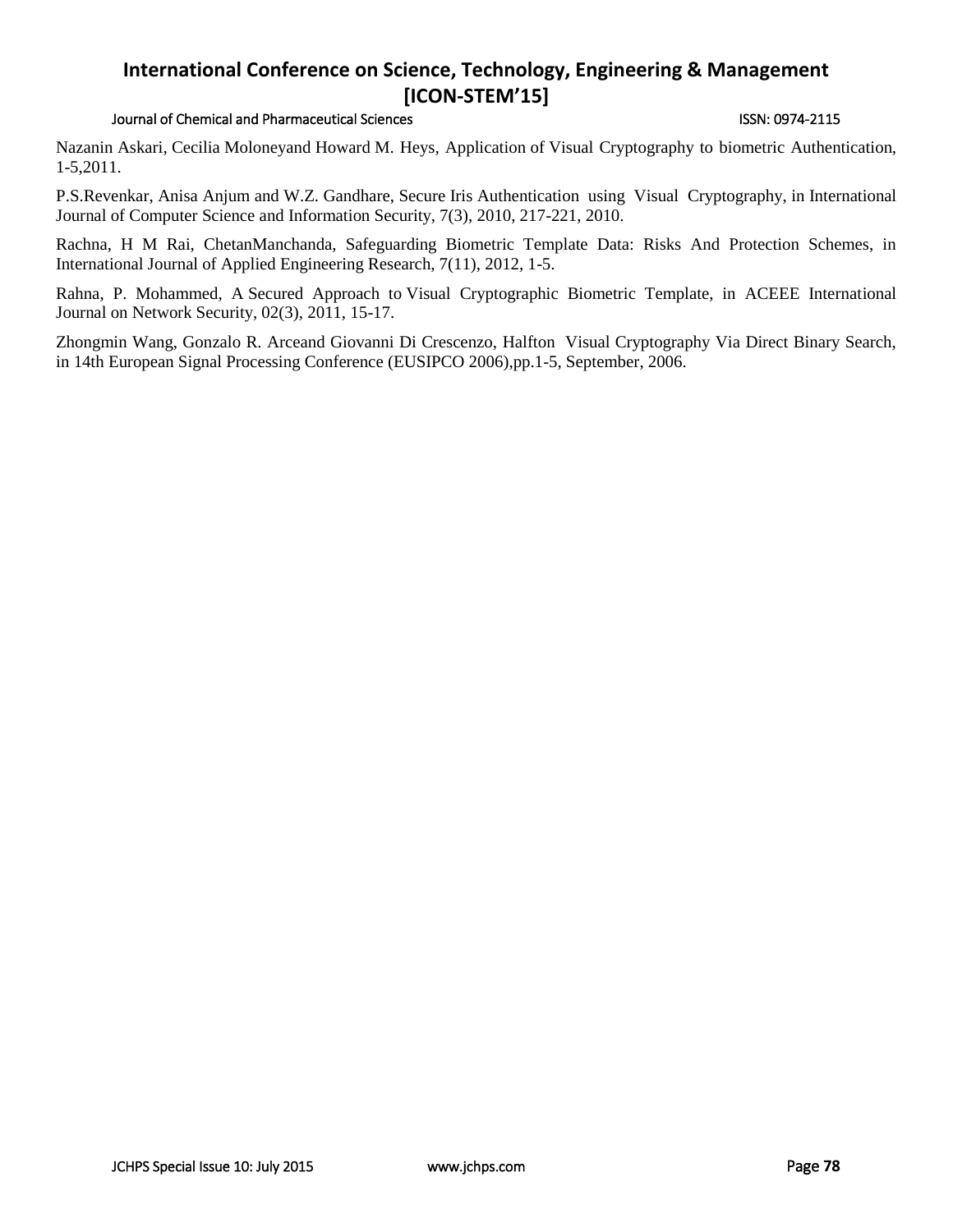Nazanin Askari, Cecilia Moloneyand Howard M. Heys, Application of Visual Cryptography to biometric Authentication, 1-5,2011.

P.S.Revenkar, Anisa Anjum and W.Z. Gandhare, Secure Iris Authentication using Visual Cryptography, in International Journal of Computer Science and Information Security, 7(3), 2010, 217-221, 2010.

Rachna, H M Rai, ChetanManchanda, Safeguarding Biometric Template Data: Risks And Protection Schemes, in International Journal of Applied Engineering Research, 7(11), 2012, 1-5.

Rahna, P. Mohammed, A Secured Approach to Visual Cryptographic Biometric Template, in ACEEE International Journal on Network Security, 02(3), 2011, 15-17.

Zhongmin Wang, Gonzalo R. Arceand Giovanni Di Crescenzo, Halfton Visual Cryptography Via Direct Binary Search, in 14th European Signal Processing Conference (EUSIPCO 2006),pp.1-5, September, 2006.